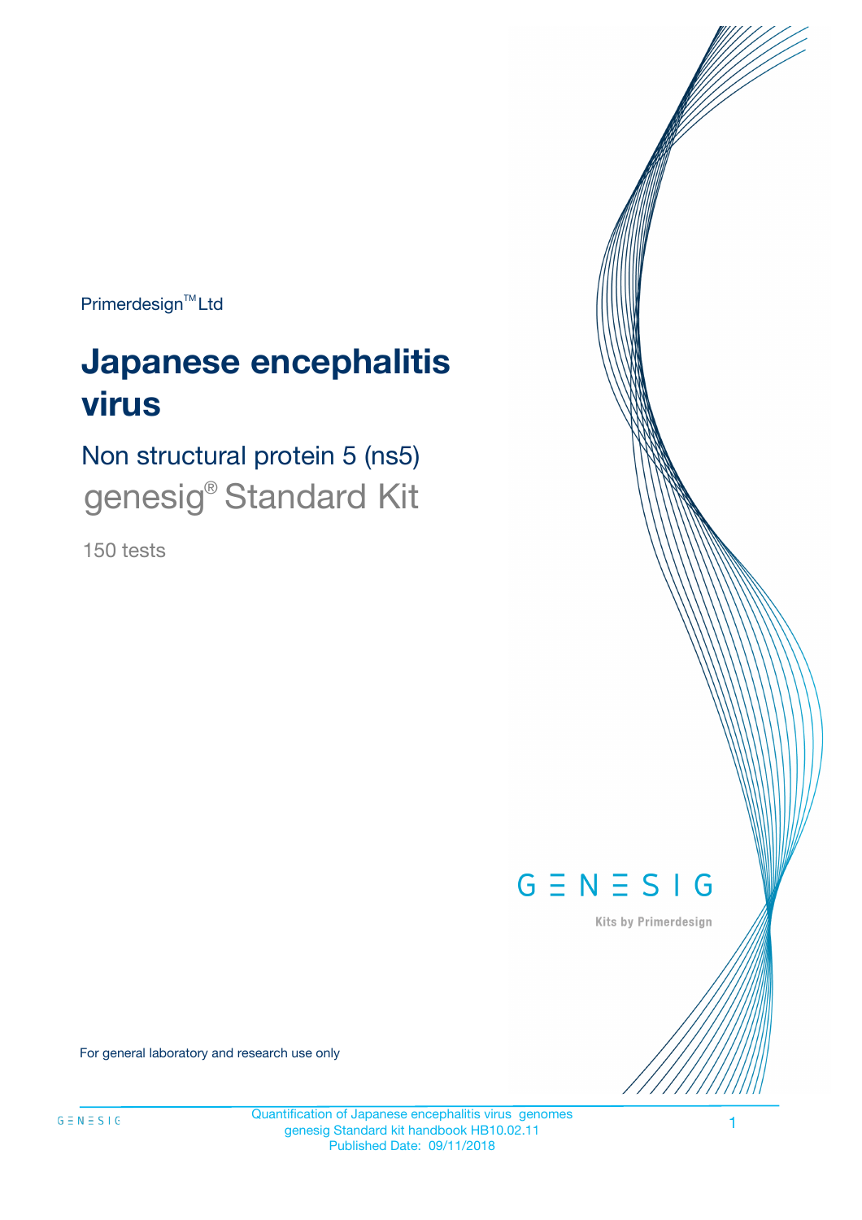Primerdesign™ Ltd

# Japanese encephalitis virus

## Non structural protein 5 (ns5)

genesig® Standard Kit

150 tests

GENESIG

Kits by Primerdesign

For general laboratory and research use only

Quantification of Japanese encephalitis virus genomes
genesig Standard kit handbook HB10.02.11
Published Date: 09/11/2018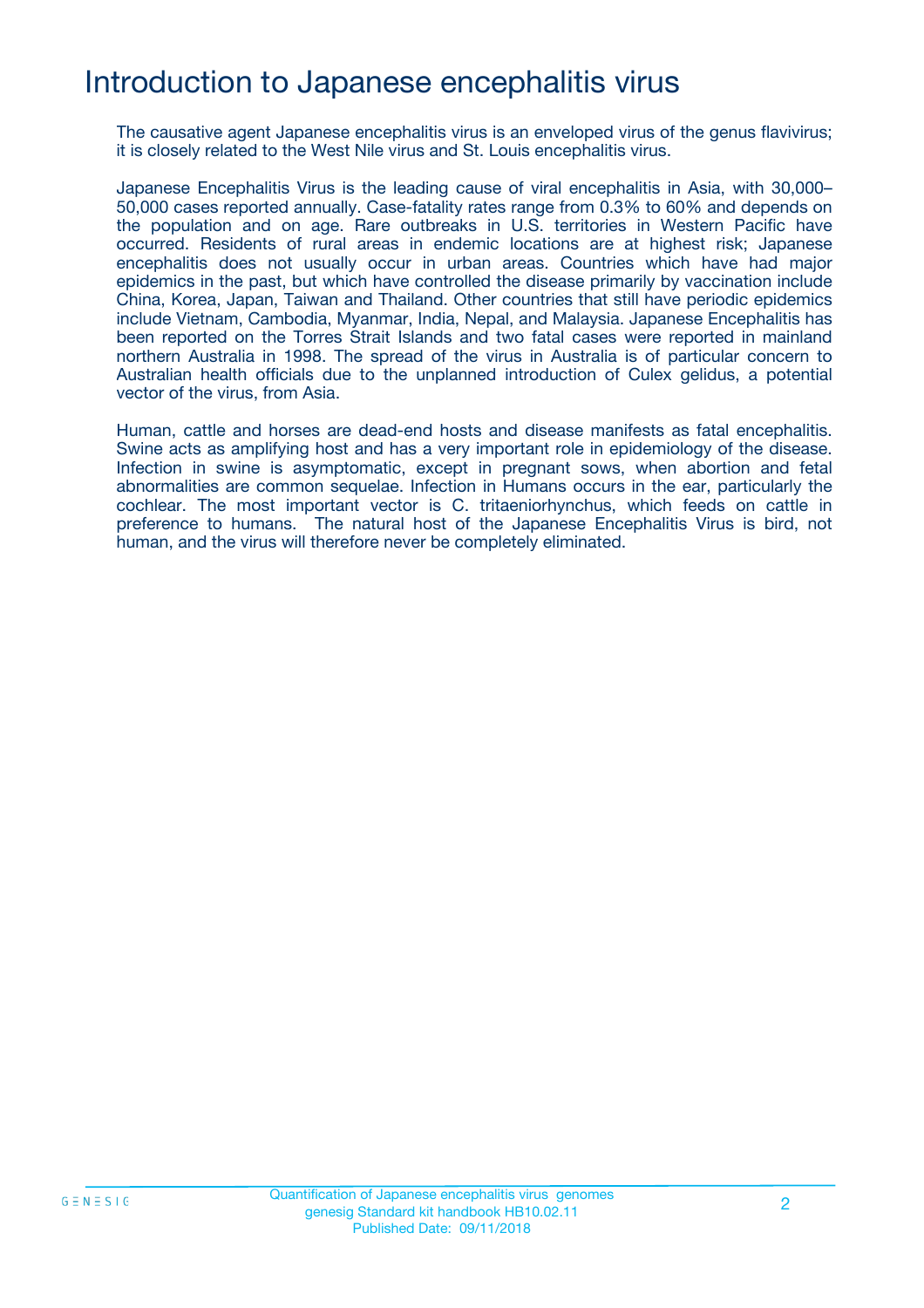# Introduction to Japanese encephalitis virus

The causative agent Japanese encephalitis virus is an enveloped virus of the genus flavivirus; it is closely related to the West Nile virus and St. Louis encephalitis virus.

Japanese Encephalitis Virus is the leading cause of viral encephalitis in Asia, with 30,000–50,000 cases reported annually. Case-fatality rates range from 0.3% to 60% and depends on the population and on age. Rare outbreaks in U.S. territories in Western Pacific have occurred. Residents of rural areas in endemic locations are at highest risk; Japanese encephalitis does not usually occur in urban areas. Countries which have had major epidemics in the past, but which have controlled the disease primarily by vaccination include China, Korea, Japan, Taiwan and Thailand. Other countries that still have periodic epidemics include Vietnam, Cambodia, Myanmar, India, Nepal, and Malaysia. Japanese Encephalitis has been reported on the Torres Strait Islands and two fatal cases were reported in mainland northern Australia in 1998. The spread of the virus in Australia is of particular concern to Australian health officials due to the unplanned introduction of Culex gelidus, a potential vector of the virus, from Asia.

Human, cattle and horses are dead-end hosts and disease manifests as fatal encephalitis. Swine acts as amplifying host and has a very important role in epidemiology of the disease. Infection in swine is asymptomatic, except in pregnant sows, when abortion and fetal abnormalities are common sequelae. Infection in Humans occurs in the ear, particularly the cochlear. The most important vector is C. tritaeniorhynchus, which feeds on cattle in preference to humans. The natural host of the Japanese Encephalitis Virus is bird, not human, and the virus will therefore never be completely eliminated.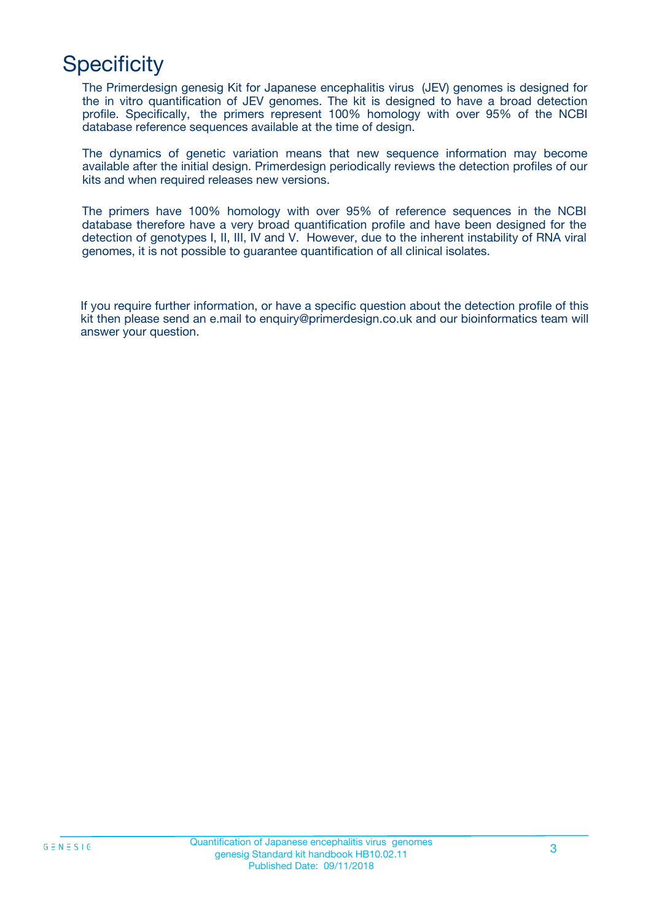# Specificity

The Primerdesign genesig Kit for Japanese encephalitis virus (JEV) genomes is designed for the in vitro quantification of JEV genomes. The kit is designed to have a broad detection profile. Specifically, the primers represent 100% homology with over 95% of the NCBI database reference sequences available at the time of design.

The dynamics of genetic variation means that new sequence information may become available after the initial design. Primerdesign periodically reviews the detection profiles of our kits and when required releases new versions.

The primers have 100% homology with over 95% of reference sequences in the NCBI database therefore have a very broad quantification profile and have been designed for the detection of genotypes I, II, III, IV and V. However, due to the inherent instability of RNA viral genomes, it is not possible to guarantee quantification of all clinical isolates.

If you require further information, or have a specific question about the detection profile of this kit then please send an e.mail to enquiry@primerdesign.co.uk and our bioinformatics team will answer your question.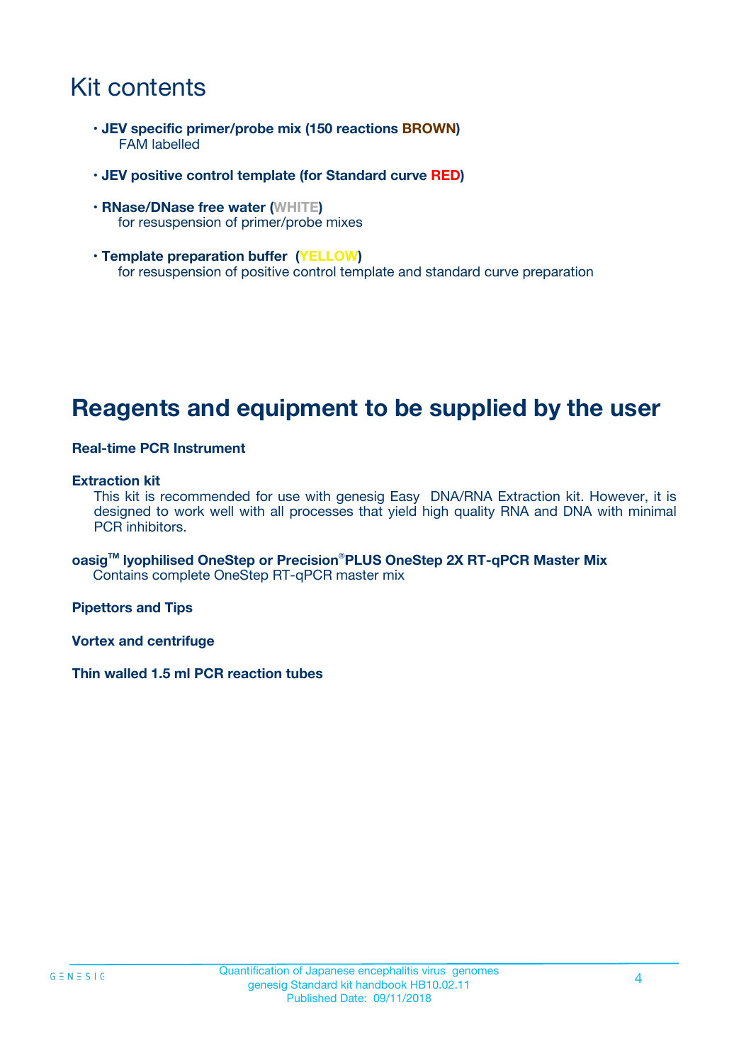# Kit contents

- **JEV specific primer/probe mix (150 reactions BROWN)**
  FAM labelled
- **JEV positive control template (for Standard curve RED)**
- **RNase/DNase free water (WHITE)**
  for resuspension of primer/probe mixes
- **Template preparation buffer (YELLOW)**
  for resuspension of positive control template and standard curve preparation

# Reagents and equipment to be supplied by the user

**Real-time PCR Instrument**

**Extraction kit**
This kit is recommended for use with genesig Easy DNA/RNA Extraction kit. However, it is designed to work well with all processes that yield high quality RNA and DNA with minimal PCR inhibitors.

**oasig™ lyophilised OneStep or Precision®PLUS OneStep 2X RT-qPCR Master Mix**
Contains complete OneStep RT-qPCR master mix

**Pipettors and Tips**

**Vortex and centrifuge**

**Thin walled 1.5 ml PCR reaction tubes**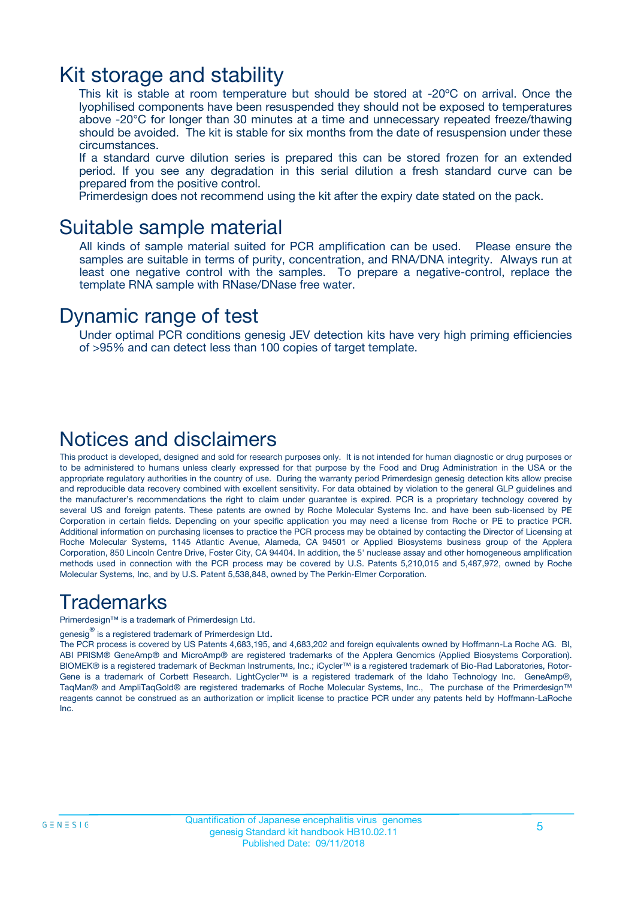# Kit storage and stability

This kit is stable at room temperature but should be stored at -20ºC on arrival. Once the lyophilised components have been resuspended they should not be exposed to temperatures above -20°C for longer than 30 minutes at a time and unnecessary repeated freeze/thawing should be avoided. The kit is stable for six months from the date of resuspension under these circumstances.

If a standard curve dilution series is prepared this can be stored frozen for an extended period. If you see any degradation in this serial dilution a fresh standard curve can be prepared from the positive control.

Primerdesign does not recommend using the kit after the expiry date stated on the pack.

# Suitable sample material

All kinds of sample material suited for PCR amplification can be used. Please ensure the samples are suitable in terms of purity, concentration, and RNA/DNA integrity. Always run at least one negative control with the samples. To prepare a negative-control, replace the template RNA sample with RNase/DNase free water.

# Dynamic range of test

Under optimal PCR conditions genesig JEV detection kits have very high priming efficiencies of >95% and can detect less than 100 copies of target template.

# Notices and disclaimers

This product is developed, designed and sold for research purposes only. It is not intended for human diagnostic or drug purposes or to be administered to humans unless clearly expressed for that purpose by the Food and Drug Administration in the USA or the appropriate regulatory authorities in the country of use. During the warranty period Primerdesign genesig detection kits allow precise and reproducible data recovery combined with excellent sensitivity. For data obtained by violation to the general GLP guidelines and the manufacturer's recommendations the right to claim under guarantee is expired. PCR is a proprietary technology covered by several US and foreign patents. These patents are owned by Roche Molecular Systems Inc. and have been sub-licensed by PE Corporation in certain fields. Depending on your specific application you may need a license from Roche or PE to practice PCR. Additional information on purchasing licenses to practice the PCR process may be obtained by contacting the Director of Licensing at Roche Molecular Systems, 1145 Atlantic Avenue, Alameda, CA 94501 or Applied Biosystems business group of the Applera Corporation, 850 Lincoln Centre Drive, Foster City, CA 94404. In addition, the 5' nuclease assay and other homogeneous amplification methods used in connection with the PCR process may be covered by U.S. Patents 5,210,015 and 5,487,972, owned by Roche Molecular Systems, Inc, and by U.S. Patent 5,538,848, owned by The Perkin-Elmer Corporation.

# Trademarks

Primerdesign™ is a trademark of Primerdesign Ltd.

genesig® is a registered trademark of Primerdesign Ltd.

The PCR process is covered by US Patents 4,683,195, and 4,683,202 and foreign equivalents owned by Hoffmann-La Roche AG. BI, ABI PRISM® GeneAmp® and MicroAmp® are registered trademarks of the Applera Genomics (Applied Biosystems Corporation). BIOMEK® is a registered trademark of Beckman Instruments, Inc.; iCycler™ is a registered trademark of Bio-Rad Laboratories, Rotor-Gene is a trademark of Corbett Research. LightCycler™ is a registered trademark of the Idaho Technology Inc. GeneAmp®, TaqMan® and AmpliTaqGold® are registered trademarks of Roche Molecular Systems, Inc., The purchase of the Primerdesign™ reagents cannot be construed as an authorization or implicit license to practice PCR under any patents held by Hoffmann-LaRoche Inc.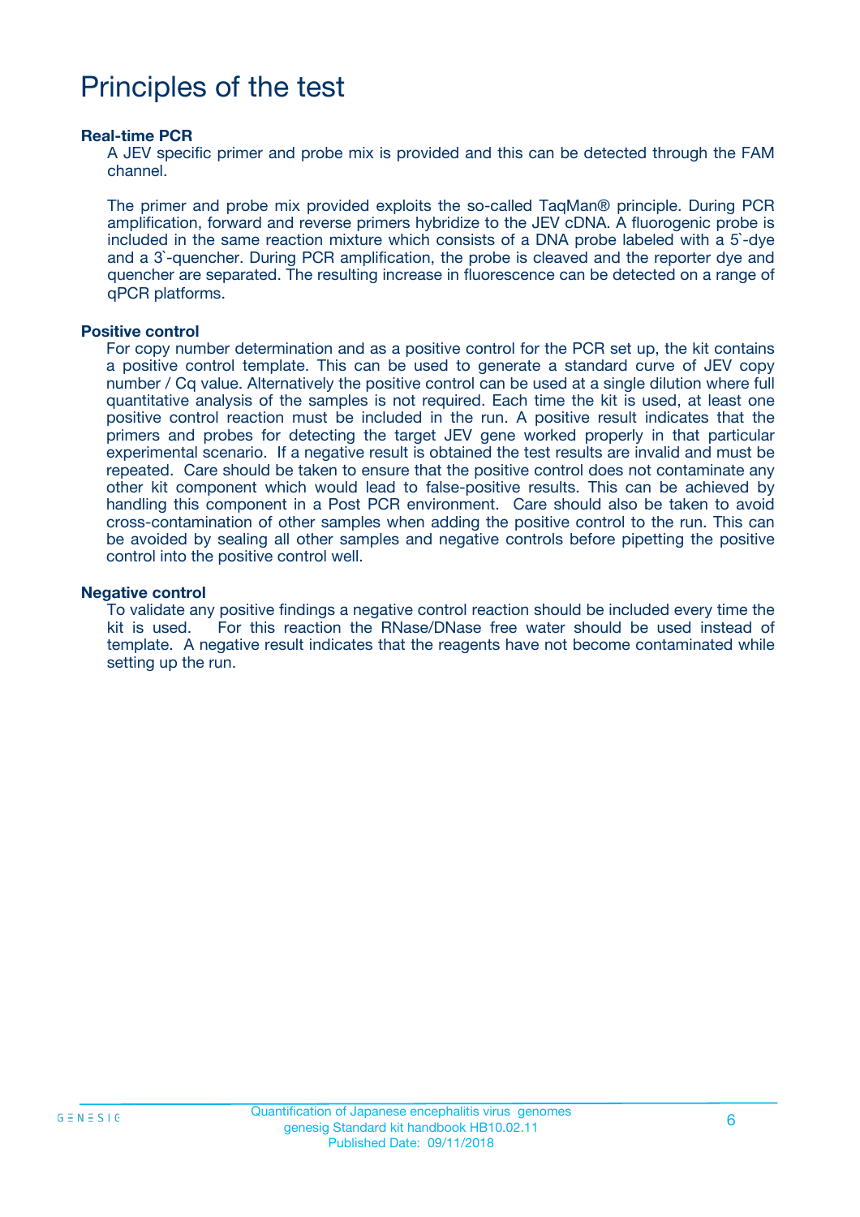# Principles of the test

**Real-time PCR**

A JEV specific primer and probe mix is provided and this can be detected through the FAM channel.

The primer and probe mix provided exploits the so-called TaqMan® principle. During PCR amplification, forward and reverse primers hybridize to the JEV cDNA. A fluorogenic probe is included in the same reaction mixture which consists of a DNA probe labeled with a 5`-dye and a 3`-quencher. During PCR amplification, the probe is cleaved and the reporter dye and quencher are separated. The resulting increase in fluorescence can be detected on a range of qPCR platforms.

**Positive control**

For copy number determination and as a positive control for the PCR set up, the kit contains a positive control template. This can be used to generate a standard curve of JEV copy number / Cq value. Alternatively the positive control can be used at a single dilution where full quantitative analysis of the samples is not required. Each time the kit is used, at least one positive control reaction must be included in the run. A positive result indicates that the primers and probes for detecting the target JEV gene worked properly in that particular experimental scenario. If a negative result is obtained the test results are invalid and must be repeated. Care should be taken to ensure that the positive control does not contaminate any other kit component which would lead to false-positive results. This can be achieved by handling this component in a Post PCR environment. Care should also be taken to avoid cross-contamination of other samples when adding the positive control to the run. This can be avoided by sealing all other samples and negative controls before pipetting the positive control into the positive control well.

**Negative control**

To validate any positive findings a negative control reaction should be included every time the kit is used. For this reaction the RNase/DNase free water should be used instead of template. A negative result indicates that the reagents have not become contaminated while setting up the run.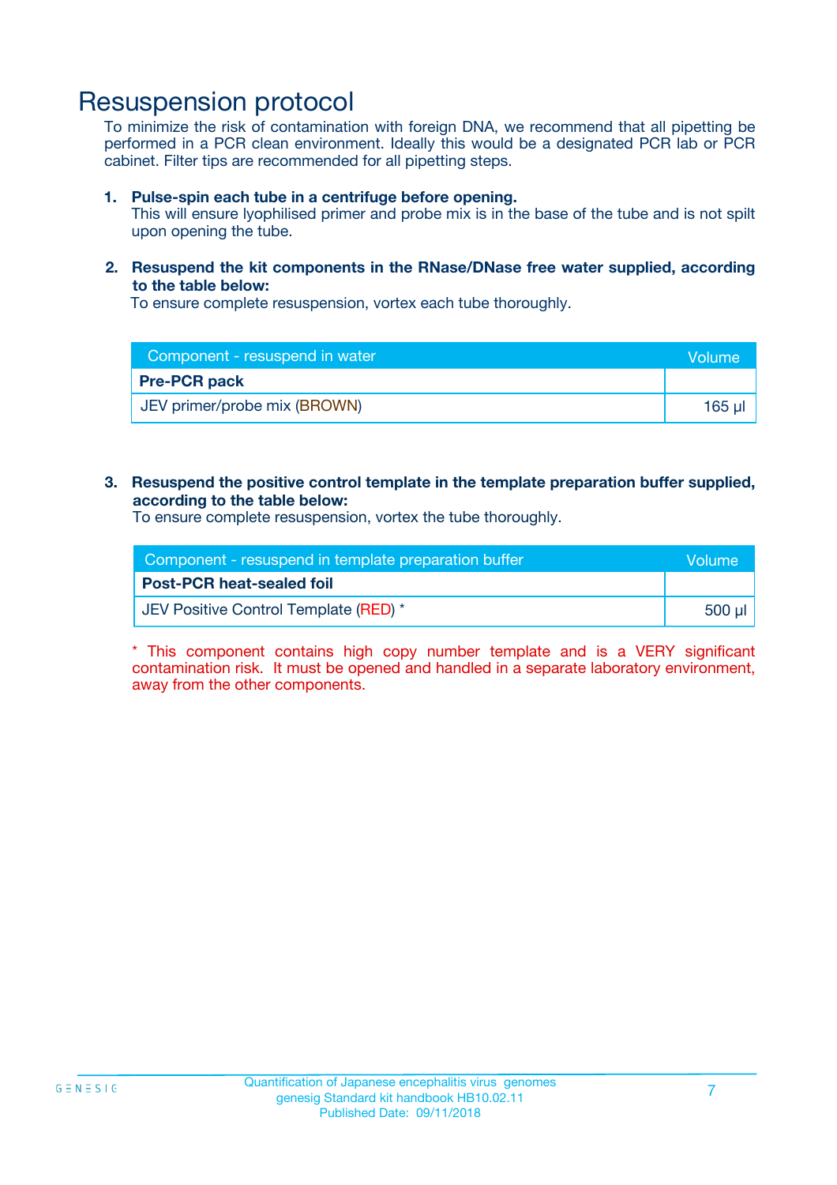# Resuspension protocol

To minimize the risk of contamination with foreign DNA, we recommend that all pipetting be performed in a PCR clean environment. Ideally this would be a designated PCR lab or PCR cabinet. Filter tips are recommended for all pipetting steps.

1. **Pulse-spin each tube in a centrifuge before opening.**
   This will ensure lyophilised primer and probe mix is in the base of the tube and is not spilt upon opening the tube.

2. **Resuspend the kit components in the RNase/DNase free water supplied, according to the table below:**
   To ensure complete resuspension, vortex each tube thoroughly.

| Component - resuspend in water | Volume |
|---|---|
| **Pre-PCR pack** | |
| JEV primer/probe mix (BROWN) | 165 µl |

3. **Resuspend the positive control template in the template preparation buffer supplied, according to the table below:**
   To ensure complete resuspension, vortex the tube thoroughly.

| Component - resuspend in template preparation buffer | Volume |
|---|---|
| **Post-PCR heat-sealed foil** | |
| JEV Positive Control Template (RED) * | 500 µl |

* This component contains high copy number template and is a VERY significant contamination risk. It must be opened and handled in a separate laboratory environment, away from the other components.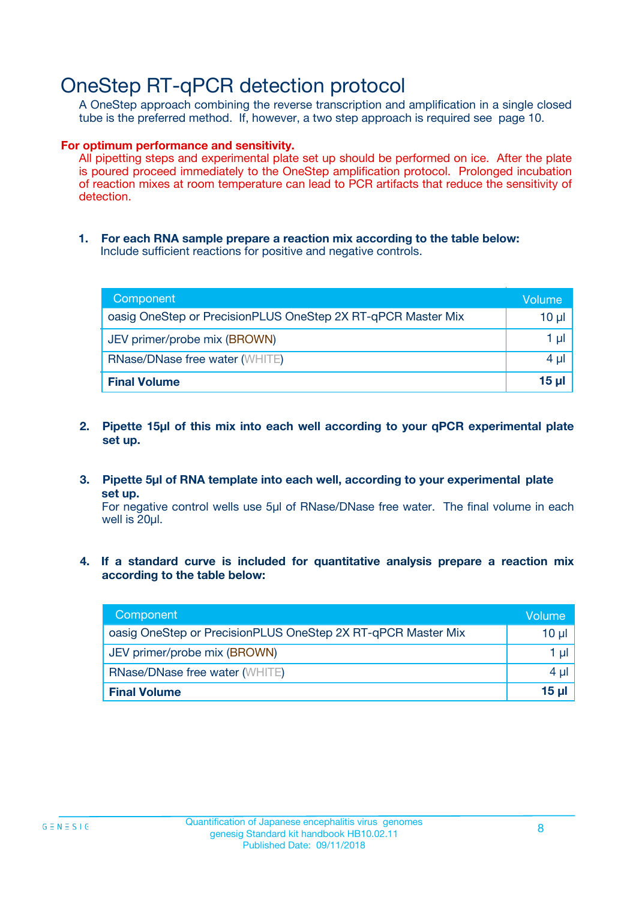# OneStep RT-qPCR detection protocol

A OneStep approach combining the reverse transcription and amplification in a single closed tube is the preferred method. If, however, a two step approach is required see page 10.

**For optimum performance and sensitivity.**

All pipetting steps and experimental plate set up should be performed on ice. After the plate is poured proceed immediately to the OneStep amplification protocol. Prolonged incubation of reaction mixes at room temperature can lead to PCR artifacts that reduce the sensitivity of detection.

1. **For each RNA sample prepare a reaction mix according to the table below:**
   Include sufficient reactions for positive and negative controls.

| Component | Volume |
|---|---|
| oasig OneStep or PrecisionPLUS OneStep 2X RT-qPCR Master Mix | 10 µl |
| JEV primer/probe mix (BROWN) | 1 µl |
| RNase/DNase free water (WHITE) | 4 µl |
| **Final Volume** | **15 µl** |

2. **Pipette 15µl of this mix into each well according to your qPCR experimental plate set up.**

3. **Pipette 5µl of RNA template into each well, according to your experimental plate set up.**
   For negative control wells use 5µl of RNase/DNase free water. The final volume in each well is 20µl.

4. **If a standard curve is included for quantitative analysis prepare a reaction mix according to the table below:**

| Component | Volume |
|---|---|
| oasig OneStep or PrecisionPLUS OneStep 2X RT-qPCR Master Mix | 10 µl |
| JEV primer/probe mix (BROWN) | 1 µl |
| RNase/DNase free water (WHITE) | 4 µl |
| **Final Volume** | **15 µl** |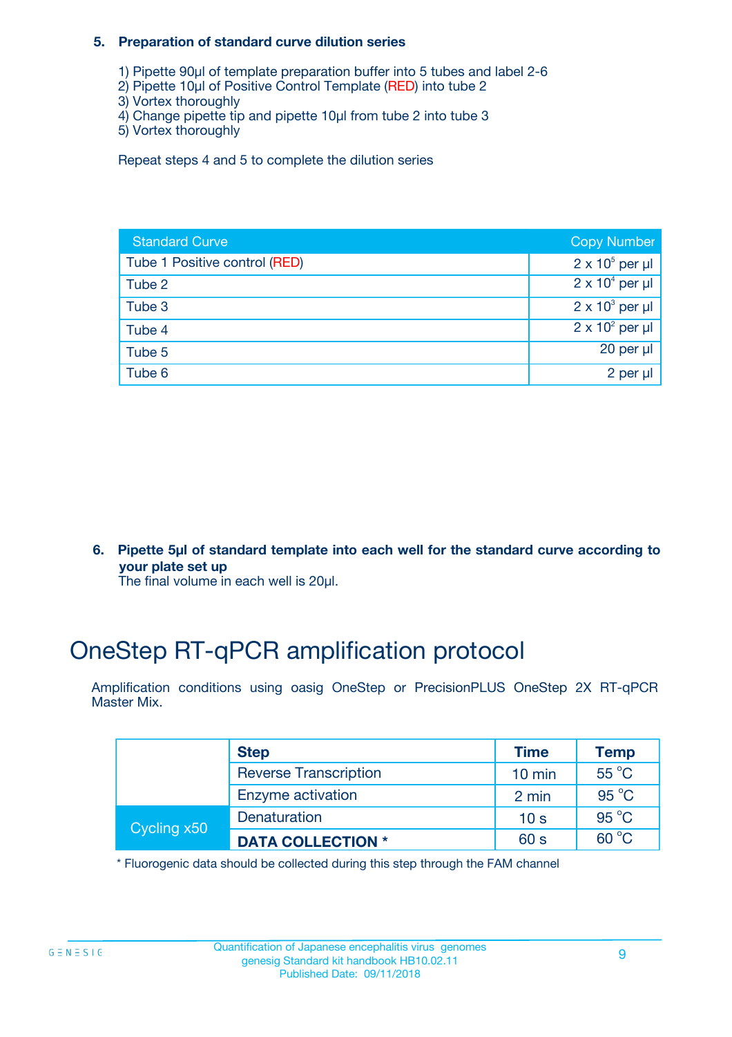**5. Preparation of standard curve dilution series**

1) Pipette 90µl of template preparation buffer into 5 tubes and label 2-6
2) Pipette 10µl of Positive Control Template (RED) into tube 2
3) Vortex thoroughly
4) Change pipette tip and pipette 10µl from tube 2 into tube 3
5) Vortex thoroughly

Repeat steps 4 and 5 to complete the dilution series

| Standard Curve | Copy Number |
| --- | --- |
| Tube 1 Positive control (RED) | $2 \times 10^5$ per µl |
| Tube 2 | $2 \times 10^4$ per µl |
| Tube 3 | $2 \times 10^3$ per µl |
| Tube 4 | $2 \times 10^2$ per µl |
| Tube 5 | 20 per µl |
| Tube 6 | 2 per µl |

**6. Pipette 5µl of standard template into each well for the standard curve according to your plate set up**
The final volume in each well is 20µl.

# OneStep RT-qPCR amplification protocol

Amplification conditions using oasig OneStep or PrecisionPLUS OneStep 2X RT-qPCR Master Mix.

| | Step | Time | Temp |
| --- | --- | --- | --- |
| | Reverse Transcription | 10 min | 55 °C |
| | Enzyme activation | 2 min | 95 °C |
| Cycling x50 | Denaturation | 10 s | 95 °C |
| | **DATA COLLECTION \*** | 60 s | 60 °C |

\* Fluorogenic data should be collected during this step through the FAM channel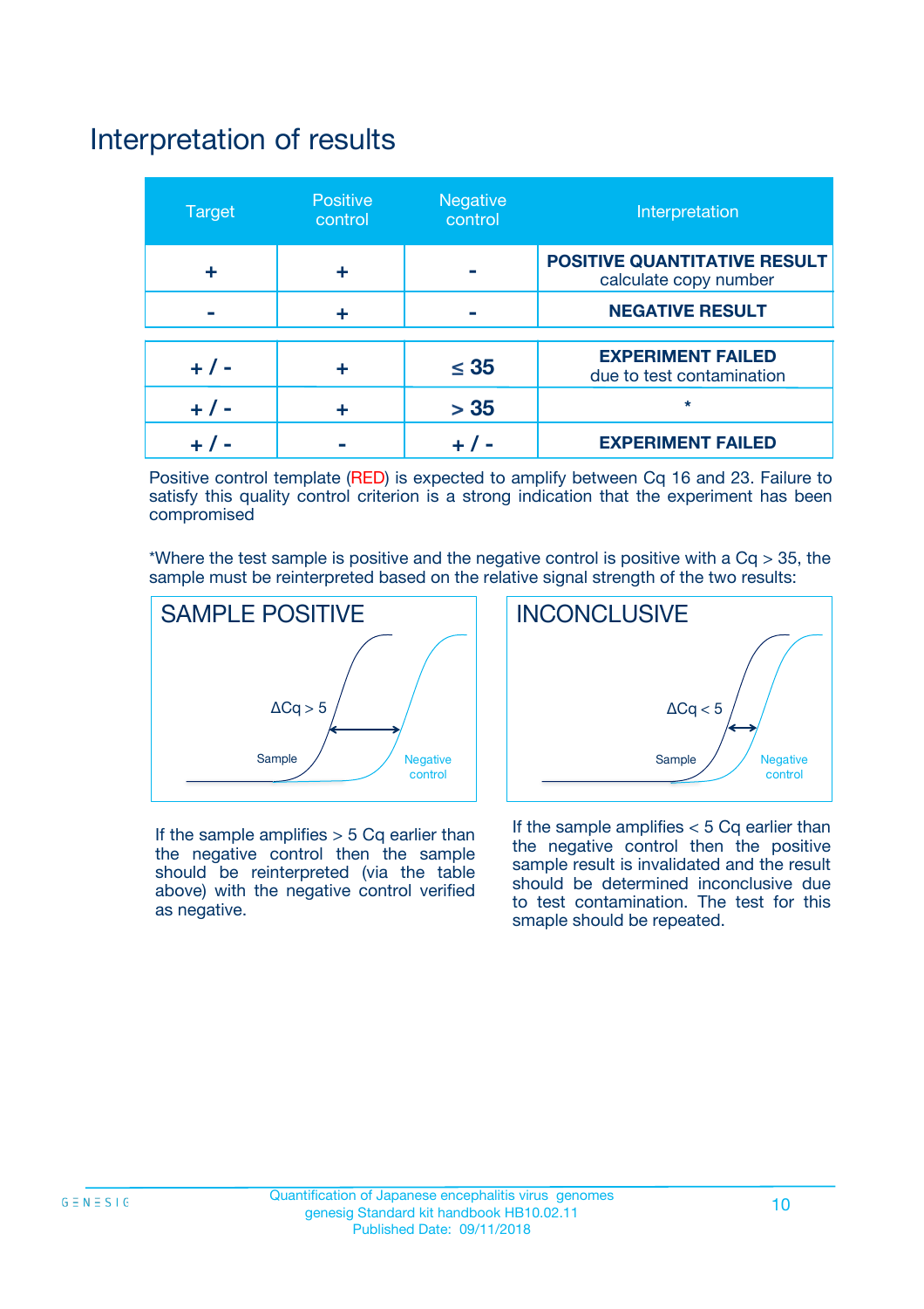# Interpretation of results

| Target | Positive control | Negative control | Interpretation |
|---|---|---|---|
| + | + | - | **POSITIVE QUANTITATIVE RESULT** calculate copy number |
| - | + | - | **NEGATIVE RESULT** |
| + / - | + | ≤ 35 | **EXPERIMENT FAILED** due to test contamination |
| + / - | + | > 35 | * |
| + / - | - | + / - | **EXPERIMENT FAILED** |

Positive control template (RED) is expected to amplify between Cq 16 and 23. Failure to satisfy this quality control criterion is a strong indication that the experiment has been compromised

*Where the test sample is positive and the negative control is positive with a Cq > 35, the sample must be reinterpreted based on the relative signal strength of the two results:

SAMPLE POSITIVE

ΔCq > 5

Sample

Negative control

If the sample amplifies > 5 Cq earlier than the negative control then the sample should be reinterpreted (via the table above) with the negative control verified as negative.

INCONCLUSIVE

ΔCq < 5

Sample

Negative control

If the sample amplifies < 5 Cq earlier than the negative control then the positive sample result is invalidated and the result should be determined inconclusive due to test contamination. The test for this smaple should be repeated.